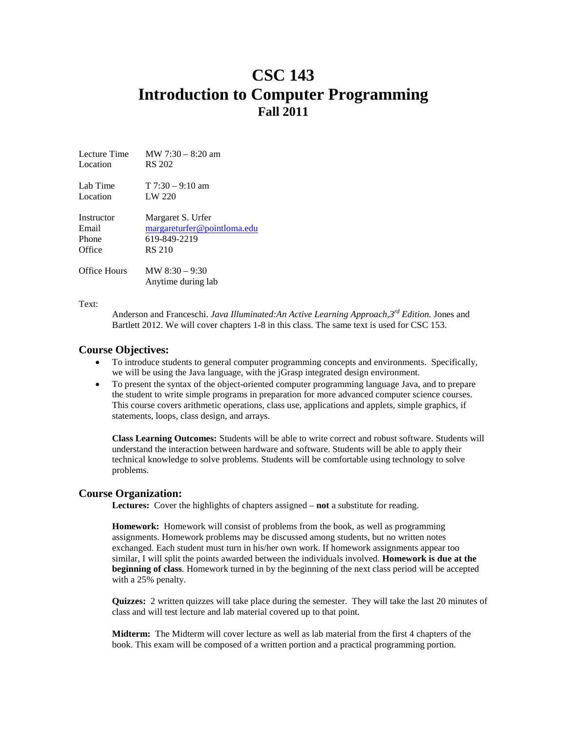# CSC 143
# Introduction to Computer Programming
## Fall 2011

| | |
|---|---|
| Lecture Time | MW 7:30 – 8:20 am |
| Location | RS 202 |
| | |
| Lab Time | T 7:30 – 9:10 am |
| Location | LW 220 |
| | |
| Instructor | Margaret S. Urfer |
| Email | margareturfer@pointloma.edu |
| Phone | 619-849-2219 |
| Office | RS 210 |
| | |
| Office Hours | MW 8:30 – 9:30 |
| | Anytime during lab |

Text:

Anderson and Franceschi. *Java Illuminated:An Active Learning Approach,3rd Edition.* Jones and Bartlett 2012. We will cover chapters 1-8 in this class. The same text is used for CSC 153.

### Course Objectives:

- To introduce students to general computer programming concepts and environments. Specifically, we will be using the Java language, with the jGrasp integrated design environment.
- To present the syntax of the object-oriented computer programming language Java, and to prepare the student to write simple programs in preparation for more advanced computer science courses. This course covers arithmetic operations, class use, applications and applets, simple graphics, if statements, loops, class design, and arrays.

**Class Learning Outcomes:** Students will be able to write correct and robust software. Students will understand the interaction between hardware and software. Students will be able to apply their technical knowledge to solve problems. Students will be comfortable using technology to solve problems.

### Course Organization:

**Lectures:** Cover the highlights of chapters assigned – **not** a substitute for reading.

**Homework:** Homework will consist of problems from the book, as well as programming assignments. Homework problems may be discussed among students, but no written notes exchanged. Each student must turn in his/her own work. If homework assignments appear too similar, I will split the points awarded between the individuals involved. **Homework is due at the beginning of class**. Homework turned in by the beginning of the next class period will be accepted with a 25% penalty.

**Quizzes:** 2 written quizzes will take place during the semester. They will take the last 20 minutes of class and will test lecture and lab material covered up to that point.

**Midterm:** The Midterm will cover lecture as well as lab material from the first 4 chapters of the book. This exam will be composed of a written portion and a practical programming portion.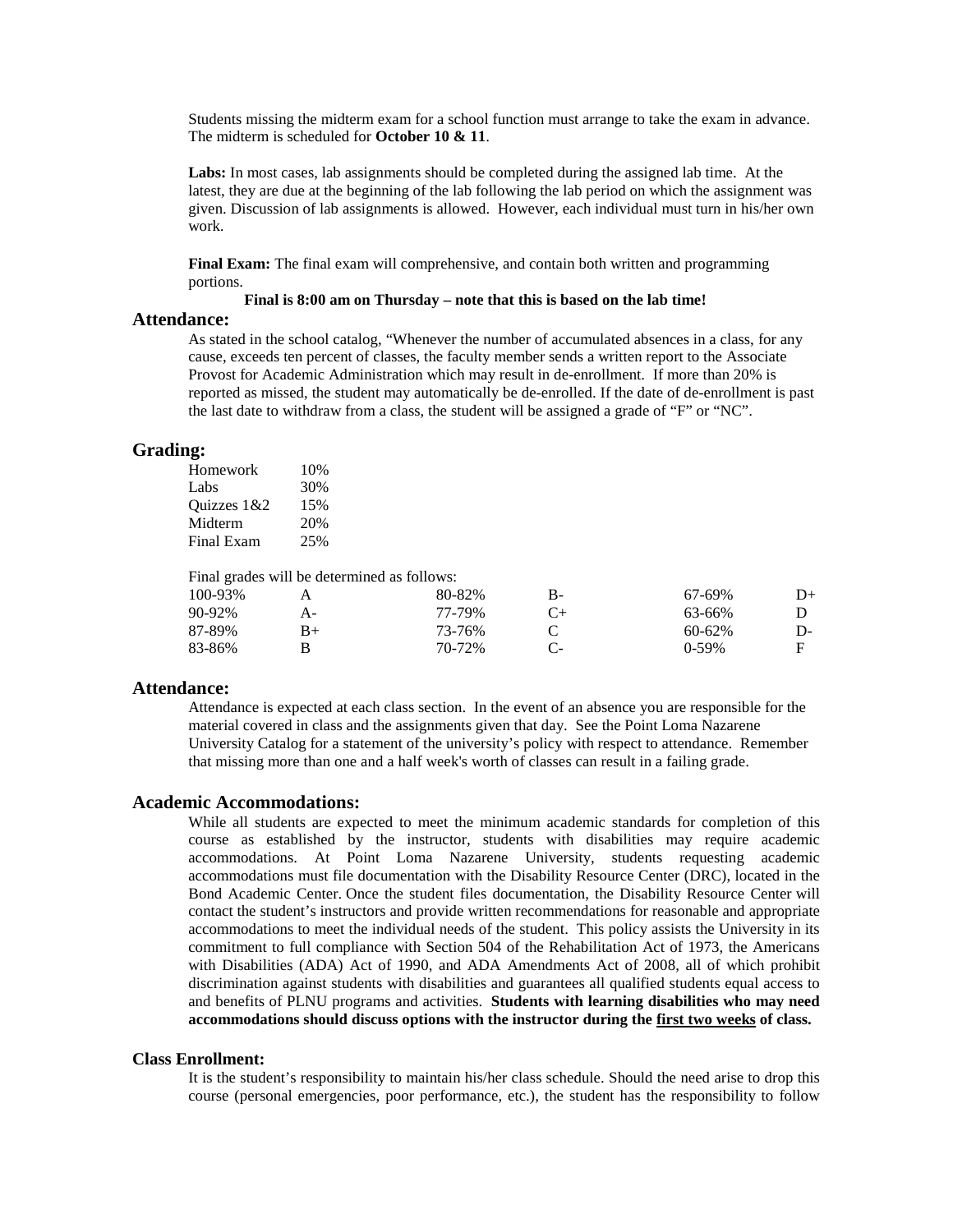Students missing the midterm exam for a school function must arrange to take the exam in advance. The midterm is scheduled for **October 10 & 11**.

**Labs:** In most cases, lab assignments should be completed during the assigned lab time. At the latest, they are due at the beginning of the lab following the lab period on which the assignment was given. Discussion of lab assignments is allowed. However, each individual must turn in his/her own work.

**Final Exam:** The final exam will comprehensive, and contain both written and programming portions.

**Final is 8:00 am on Thursday – note that this is based on the lab time!**

## Attendance:

As stated in the school catalog, “Whenever the number of accumulated absences in a class, for any cause, exceeds ten percent of classes, the faculty member sends a written report to the Associate Provost for Academic Administration which may result in de-enrollment. If more than 20% is reported as missed, the student may automatically be de-enrolled. If the date of de-enrollment is past the last date to withdraw from a class, the student will be assigned a grade of “F” or “NC”.

## Grading:

| | |
|---|---|
| Homework | 10% |
| Labs | 30% |
| Quizzes 1&2 | 15% |
| Midterm | 20% |
| Final Exam | 25% |

Final grades will be determined as follows:

| | | | | | |
|---|---|---|---|---|---|
| 100-93% | A | 80-82% | B- | 67-69% | D+ |
| 90-92% | A- | 77-79% | C+ | 63-66% | D |
| 87-89% | B+ | 73-76% | C | 60-62% | D- |
| 83-86% | B | 70-72% | C- | 0-59% | F |

## Attendance:

Attendance is expected at each class section. In the event of an absence you are responsible for the material covered in class and the assignments given that day. See the Point Loma Nazarene University Catalog for a statement of the university's policy with respect to attendance. Remember that missing more than one and a half week's worth of classes can result in a failing grade.

## Academic Accommodations:

While all students are expected to meet the minimum academic standards for completion of this course as established by the instructor, students with disabilities may require academic accommodations. At Point Loma Nazarene University, students requesting academic accommodations must file documentation with the Disability Resource Center (DRC), located in the Bond Academic Center. Once the student files documentation, the Disability Resource Center will contact the student's instructors and provide written recommendations for reasonable and appropriate accommodations to meet the individual needs of the student. This policy assists the University in its commitment to full compliance with Section 504 of the Rehabilitation Act of 1973, the Americans with Disabilities (ADA) Act of 1990, and ADA Amendments Act of 2008, all of which prohibit discrimination against students with disabilities and guarantees all qualified students equal access to and benefits of PLNU programs and activities. **Students with learning disabilities who may need accommodations should discuss options with the instructor during the <u>first two weeks</u> of class.**

### Class Enrollment:

It is the student's responsibility to maintain his/her class schedule. Should the need arise to drop this course (personal emergencies, poor performance, etc.), the student has the responsibility to follow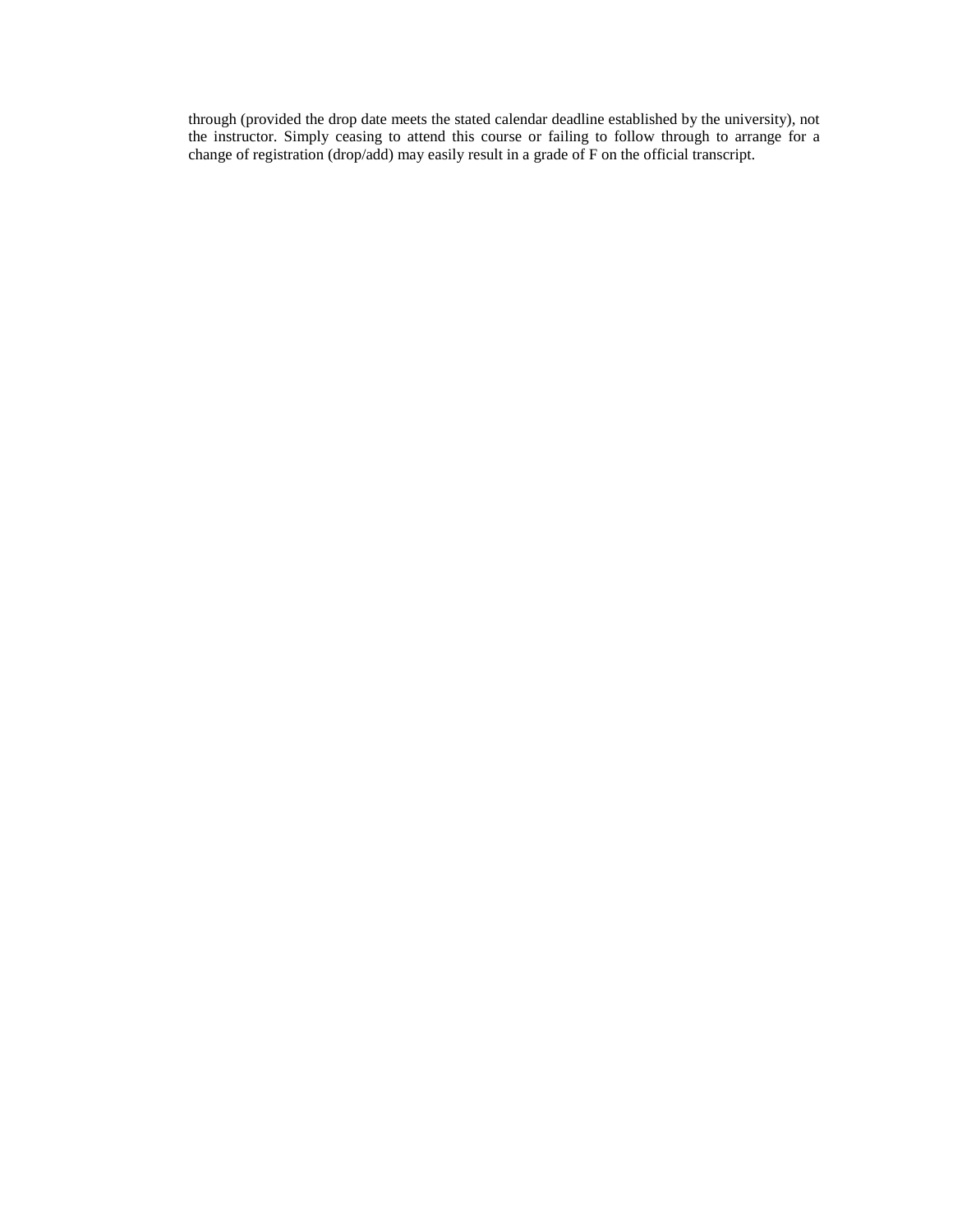through (provided the drop date meets the stated calendar deadline established by the university), not the instructor. Simply ceasing to attend this course or failing to follow through to arrange for a change of registration (drop/add) may easily result in a grade of F on the official transcript.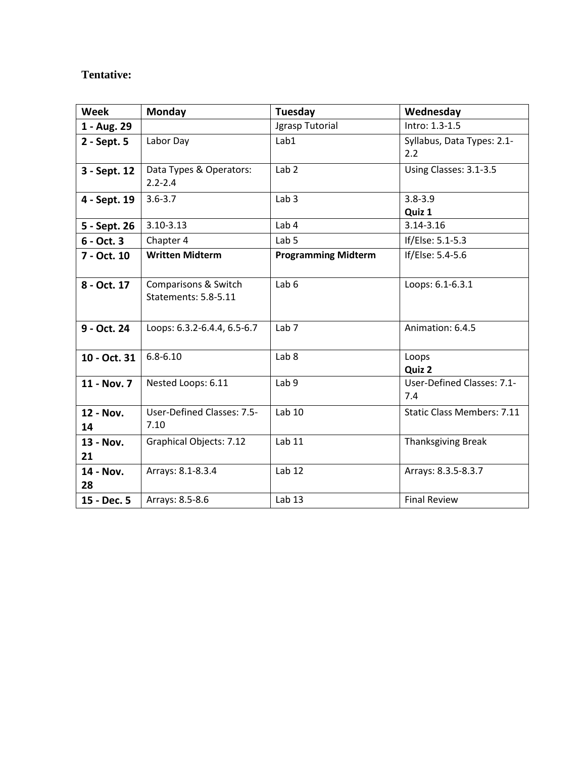**Tentative:**

| Week | Monday | Tuesday | Wednesday |
|---|---|---|---|
| 1 - Aug. 29 | | Jgrasp Tutorial | Intro: 1.3-1.5 |
| 2 - Sept. 5 | Labor Day | Lab1 | Syllabus, Data Types: 2.1-2.2 |
| 3 - Sept. 12 | Data Types & Operators: 2.2-2.4 | Lab 2 | Using Classes: 3.1-3.5 |
| 4 - Sept. 19 | 3.6-3.7 | Lab 3 | 3.8-3.9 **Quiz 1** |
| 5 - Sept. 26 | 3.10-3.13 | Lab 4 | 3.14-3.16 |
| 6 - Oct. 3 | Chapter 4 | Lab 5 | If/Else: 5.1-5.3 |
| 7 - Oct. 10 | **Written Midterm** | **Programming Midterm** | If/Else: 5.4-5.6 |
| 8 - Oct. 17 | Comparisons & Switch Statements: 5.8-5.11 | Lab 6 | Loops: 6.1-6.3.1 |
| 9 - Oct. 24 | Loops: 6.3.2-6.4.4, 6.5-6.7 | Lab 7 | Animation: 6.4.5 |
| 10 - Oct. 31 | 6.8-6.10 | Lab 8 | Loops **Quiz 2** |
| 11 - Nov. 7 | Nested Loops: 6.11 | Lab 9 | User-Defined Classes: 7.1-7.4 |
| 12 - Nov. 14 | User-Defined Classes: 7.5-7.10 | Lab 10 | Static Class Members: 7.11 |
| 13 - Nov. 21 | Graphical Objects: 7.12 | Lab 11 | Thanksgiving Break |
| 14 - Nov. 28 | Arrays: 8.1-8.3.4 | Lab 12 | Arrays: 8.3.5-8.3.7 |
| 15 - Dec. 5 | Arrays: 8.5-8.6 | Lab 13 | Final Review |